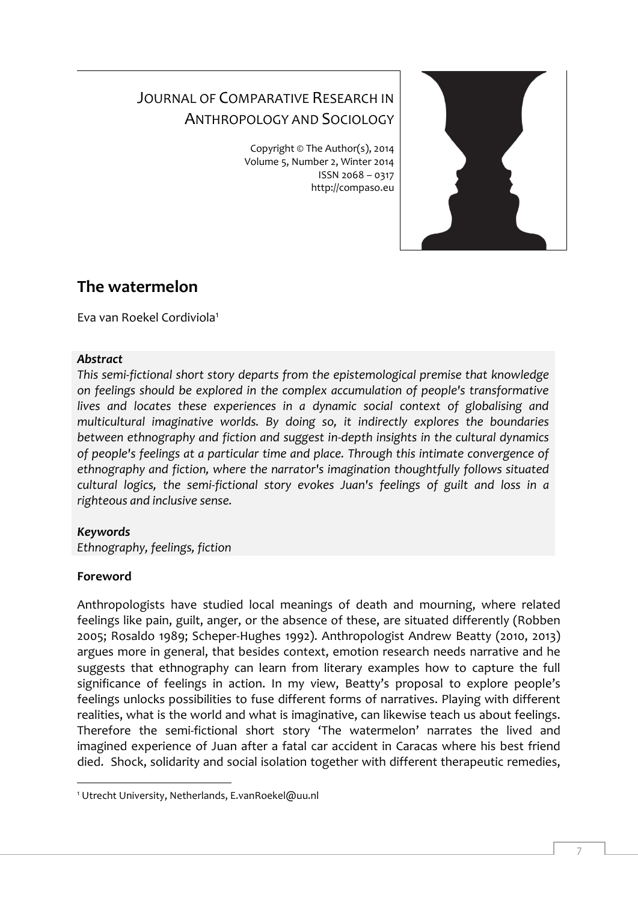JOURNAL OF COMPARATIVE RESEARCH IN ANTHROPOLOGY AND SOCIOLOGY

Copyright © The Author(s), 2014
Volume 5, Number 2, Winter 2014
ISSN 2068 – 0317
http://compaso.eu

# The watermelon

Eva van Roekel Cordiviola[1]

***Abstract***

*This semi-fictional short story departs from the epistemological premise that knowledge on feelings should be explored in the complex accumulation of people's transformative lives and locates these experiences in a dynamic social context of globalising and multicultural imaginative worlds. By doing so, it indirectly explores the boundaries between ethnography and fiction and suggest in-depth insights in the cultural dynamics of people's feelings at a particular time and place. Through this intimate convergence of ethnography and fiction, where the narrator's imagination thoughtfully follows situated cultural logics, the semi-fictional story evokes Juan's feelings of guilt and loss in a righteous and inclusive sense.*

***Keywords***

*Ethnography, feelings, fiction*

**Foreword**

Anthropologists have studied local meanings of death and mourning, where related feelings like pain, guilt, anger, or the absence of these, are situated differently (Robben 2005; Rosaldo 1989; Scheper-Hughes 1992). Anthropologist Andrew Beatty (2010, 2013) argues more in general, that besides context, emotion research needs narrative and he suggests that ethnography can learn from literary examples how to capture the full significance of feelings in action. In my view, Beatty's proposal to explore people's feelings unlocks possibilities to fuse different forms of narratives. Playing with different realities, what is the world and what is imaginative, can likewise teach us about feelings. Therefore the semi-fictional short story 'The watermelon' narrates the lived and imagined experience of Juan after a fatal car accident in Caracas where his best friend died. Shock, solidarity and social isolation together with different therapeutic remedies,

[1] Utrecht University, Netherlands, E.vanRoekel@uu.nl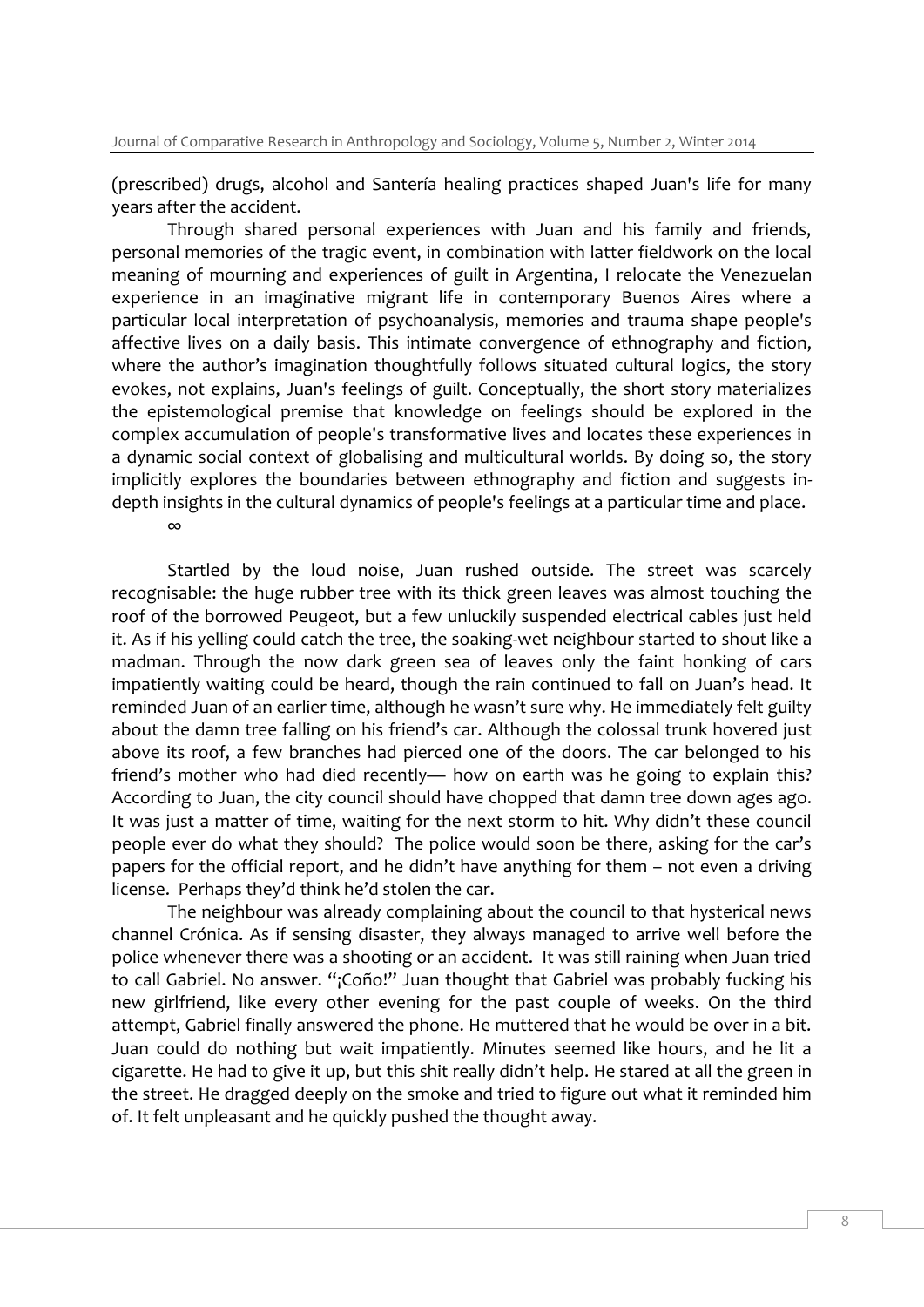(prescribed) drugs, alcohol and Santería healing practices shaped Juan's life for many years after the accident.

Through shared personal experiences with Juan and his family and friends, personal memories of the tragic event, in combination with latter fieldwork on the local meaning of mourning and experiences of guilt in Argentina, I relocate the Venezuelan experience in an imaginative migrant life in contemporary Buenos Aires where a particular local interpretation of psychoanalysis, memories and trauma shape people's affective lives on a daily basis. This intimate convergence of ethnography and fiction, where the author's imagination thoughtfully follows situated cultural logics, the story evokes, not explains, Juan's feelings of guilt. Conceptually, the short story materializes the epistemological premise that knowledge on feelings should be explored in the complex accumulation of people's transformative lives and locates these experiences in a dynamic social context of globalising and multicultural worlds. By doing so, the story implicitly explores the boundaries between ethnography and fiction and suggests in-depth insights in the cultural dynamics of people's feelings at a particular time and place.

∞

Startled by the loud noise, Juan rushed outside. The street was scarcely recognisable: the huge rubber tree with its thick green leaves was almost touching the roof of the borrowed Peugeot, but a few unluckily suspended electrical cables just held it. As if his yelling could catch the tree, the soaking-wet neighbour started to shout like a madman. Through the now dark green sea of leaves only the faint honking of cars impatiently waiting could be heard, though the rain continued to fall on Juan's head. It reminded Juan of an earlier time, although he wasn't sure why. He immediately felt guilty about the damn tree falling on his friend's car. Although the colossal trunk hovered just above its roof, a few branches had pierced one of the doors. The car belonged to his friend's mother who had died recently— how on earth was he going to explain this? According to Juan, the city council should have chopped that damn tree down ages ago. It was just a matter of time, waiting for the next storm to hit. Why didn't these council people ever do what they should? The police would soon be there, asking for the car's papers for the official report, and he didn't have anything for them – not even a driving license. Perhaps they'd think he'd stolen the car.

The neighbour was already complaining about the council to that hysterical news channel Crónica. As if sensing disaster, they always managed to arrive well before the police whenever there was a shooting or an accident. It was still raining when Juan tried to call Gabriel. No answer. "¡Coño!" Juan thought that Gabriel was probably fucking his new girlfriend, like every other evening for the past couple of weeks. On the third attempt, Gabriel finally answered the phone. He muttered that he would be over in a bit. Juan could do nothing but wait impatiently. Minutes seemed like hours, and he lit a cigarette. He had to give it up, but this shit really didn't help. He stared at all the green in the street. He dragged deeply on the smoke and tried to figure out what it reminded him of. It felt unpleasant and he quickly pushed the thought away.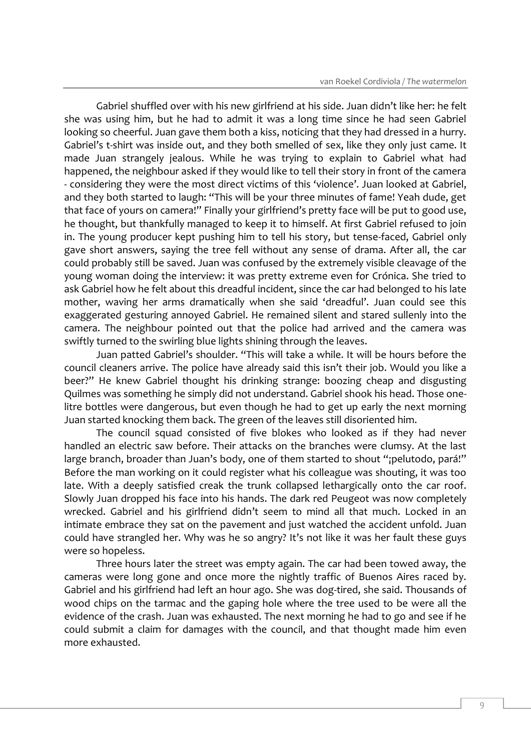Gabriel shuffled over with his new girlfriend at his side. Juan didn't like her: he felt she was using him, but he had to admit it was a long time since he had seen Gabriel looking so cheerful. Juan gave them both a kiss, noticing that they had dressed in a hurry. Gabriel's t-shirt was inside out, and they both smelled of sex, like they only just came. It made Juan strangely jealous. While he was trying to explain to Gabriel what had happened, the neighbour asked if they would like to tell their story in front of the camera - considering they were the most direct victims of this 'violence'. Juan looked at Gabriel, and they both started to laugh: "This will be your three minutes of fame! Yeah dude, get that face of yours on camera!" Finally your girlfriend's pretty face will be put to good use, he thought, but thankfully managed to keep it to himself. At first Gabriel refused to join in. The young producer kept pushing him to tell his story, but tense-faced, Gabriel only gave short answers, saying the tree fell without any sense of drama. After all, the car could probably still be saved. Juan was confused by the extremely visible cleavage of the young woman doing the interview: it was pretty extreme even for Crónica. She tried to ask Gabriel how he felt about this dreadful incident, since the car had belonged to his late mother, waving her arms dramatically when she said 'dreadful'. Juan could see this exaggerated gesturing annoyed Gabriel. He remained silent and stared sullenly into the camera. The neighbour pointed out that the police had arrived and the camera was swiftly turned to the swirling blue lights shining through the leaves.

Juan patted Gabriel's shoulder. "This will take a while. It will be hours before the council cleaners arrive. The police have already said this isn't their job. Would you like a beer?" He knew Gabriel thought his drinking strange: boozing cheap and disgusting Quilmes was something he simply did not understand. Gabriel shook his head. Those one-litre bottles were dangerous, but even though he had to get up early the next morning Juan started knocking them back. The green of the leaves still disoriented him.

The council squad consisted of five blokes who looked as if they had never handled an electric saw before. Their attacks on the branches were clumsy. At the last large branch, broader than Juan's body, one of them started to shout "¡pelutodo, pará!" Before the man working on it could register what his colleague was shouting, it was too late. With a deeply satisfied creak the trunk collapsed lethargically onto the car roof. Slowly Juan dropped his face into his hands. The dark red Peugeot was now completely wrecked. Gabriel and his girlfriend didn't seem to mind all that much. Locked in an intimate embrace they sat on the pavement and just watched the accident unfold. Juan could have strangled her. Why was he so angry? It's not like it was her fault these guys were so hopeless.

Three hours later the street was empty again. The car had been towed away, the cameras were long gone and once more the nightly traffic of Buenos Aires raced by. Gabriel and his girlfriend had left an hour ago. She was dog-tired, she said. Thousands of wood chips on the tarmac and the gaping hole where the tree used to be were all the evidence of the crash. Juan was exhausted. The next morning he had to go and see if he could submit a claim for damages with the council, and that thought made him even more exhausted.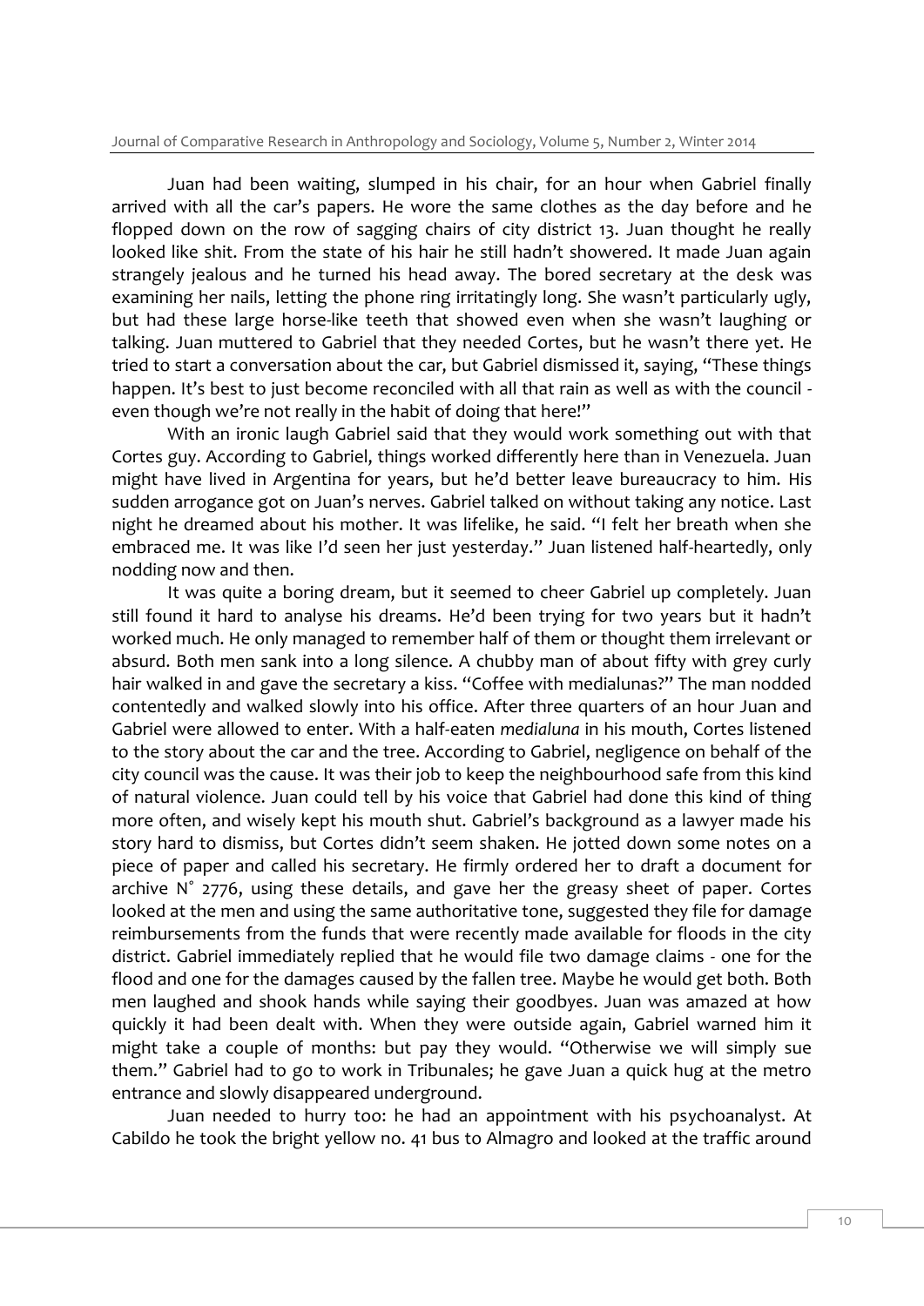Juan had been waiting, slumped in his chair, for an hour when Gabriel finally arrived with all the car's papers. He wore the same clothes as the day before and he flopped down on the row of sagging chairs of city district 13. Juan thought he really looked like shit. From the state of his hair he still hadn't showered. It made Juan again strangely jealous and he turned his head away. The bored secretary at the desk was examining her nails, letting the phone ring irritatingly long. She wasn't particularly ugly, but had these large horse-like teeth that showed even when she wasn't laughing or talking. Juan muttered to Gabriel that they needed Cortes, but he wasn't there yet. He tried to start a conversation about the car, but Gabriel dismissed it, saying, "These things happen. It's best to just become reconciled with all that rain as well as with the council - even though we're not really in the habit of doing that here!"

With an ironic laugh Gabriel said that they would work something out with that Cortes guy. According to Gabriel, things worked differently here than in Venezuela. Juan might have lived in Argentina for years, but he'd better leave bureaucracy to him. His sudden arrogance got on Juan's nerves. Gabriel talked on without taking any notice. Last night he dreamed about his mother. It was lifelike, he said. "I felt her breath when she embraced me. It was like I'd seen her just yesterday." Juan listened half-heartedly, only nodding now and then.

It was quite a boring dream, but it seemed to cheer Gabriel up completely. Juan still found it hard to analyse his dreams. He'd been trying for two years but it hadn't worked much. He only managed to remember half of them or thought them irrelevant or absurd. Both men sank into a long silence. A chubby man of about fifty with grey curly hair walked in and gave the secretary a kiss. "Coffee with medialunas?" The man nodded contentedly and walked slowly into his office. After three quarters of an hour Juan and Gabriel were allowed to enter. With a half-eaten *medialuna* in his mouth, Cortes listened to the story about the car and the tree. According to Gabriel, negligence on behalf of the city council was the cause. It was their job to keep the neighbourhood safe from this kind of natural violence. Juan could tell by his voice that Gabriel had done this kind of thing more often, and wisely kept his mouth shut. Gabriel's background as a lawyer made his story hard to dismiss, but Cortes didn't seem shaken. He jotted down some notes on a piece of paper and called his secretary. He firmly ordered her to draft a document for archive N° 2776, using these details, and gave her the greasy sheet of paper. Cortes looked at the men and using the same authoritative tone, suggested they file for damage reimbursements from the funds that were recently made available for floods in the city district. Gabriel immediately replied that he would file two damage claims - one for the flood and one for the damages caused by the fallen tree. Maybe he would get both. Both men laughed and shook hands while saying their goodbyes. Juan was amazed at how quickly it had been dealt with. When they were outside again, Gabriel warned him it might take a couple of months: but pay they would. "Otherwise we will simply sue them." Gabriel had to go to work in Tribunales; he gave Juan a quick hug at the metro entrance and slowly disappeared underground.

Juan needed to hurry too: he had an appointment with his psychoanalyst. At Cabildo he took the bright yellow no. 41 bus to Almagro and looked at the traffic around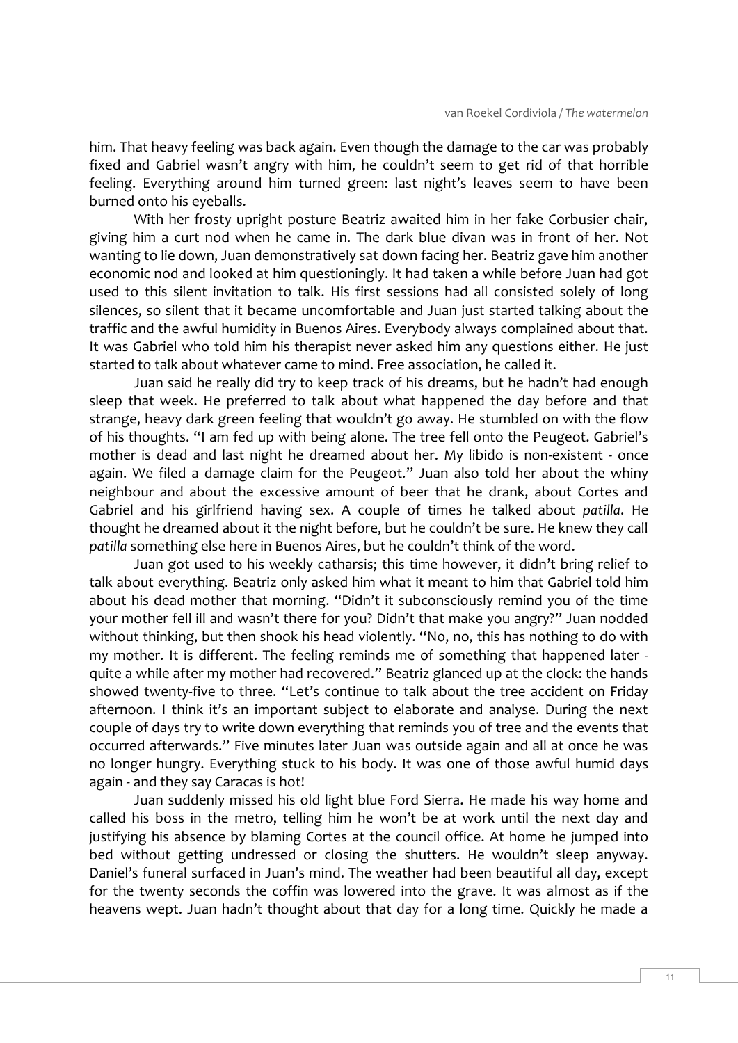him. That heavy feeling was back again. Even though the damage to the car was probably fixed and Gabriel wasn't angry with him, he couldn't seem to get rid of that horrible feeling. Everything around him turned green: last night's leaves seem to have been burned onto his eyeballs.

With her frosty upright posture Beatriz awaited him in her fake Corbusier chair, giving him a curt nod when he came in. The dark blue divan was in front of her. Not wanting to lie down, Juan demonstratively sat down facing her. Beatriz gave him another economic nod and looked at him questioningly. It had taken a while before Juan had got used to this silent invitation to talk. His first sessions had all consisted solely of long silences, so silent that it became uncomfortable and Juan just started talking about the traffic and the awful humidity in Buenos Aires. Everybody always complained about that. It was Gabriel who told him his therapist never asked him any questions either. He just started to talk about whatever came to mind. Free association, he called it.

Juan said he really did try to keep track of his dreams, but he hadn't had enough sleep that week. He preferred to talk about what happened the day before and that strange, heavy dark green feeling that wouldn't go away. He stumbled on with the flow of his thoughts. "I am fed up with being alone. The tree fell onto the Peugeot. Gabriel's mother is dead and last night he dreamed about her. My libido is non-existent - once again. We filed a damage claim for the Peugeot." Juan also told her about the whiny neighbour and about the excessive amount of beer that he drank, about Cortes and Gabriel and his girlfriend having sex. A couple of times he talked about *patilla*. He thought he dreamed about it the night before, but he couldn't be sure. He knew they call *patilla* something else here in Buenos Aires, but he couldn't think of the word.

Juan got used to his weekly catharsis; this time however, it didn't bring relief to talk about everything. Beatriz only asked him what it meant to him that Gabriel told him about his dead mother that morning. "Didn't it subconsciously remind you of the time your mother fell ill and wasn't there for you? Didn't that make you angry?" Juan nodded without thinking, but then shook his head violently. "No, no, this has nothing to do with my mother. It is different. The feeling reminds me of something that happened later - quite a while after my mother had recovered." Beatriz glanced up at the clock: the hands showed twenty-five to three. "Let's continue to talk about the tree accident on Friday afternoon. I think it's an important subject to elaborate and analyse. During the next couple of days try to write down everything that reminds you of tree and the events that occurred afterwards." Five minutes later Juan was outside again and all at once he was no longer hungry. Everything stuck to his body. It was one of those awful humid days again - and they say Caracas is hot!

Juan suddenly missed his old light blue Ford Sierra. He made his way home and called his boss in the metro, telling him he won't be at work until the next day and justifying his absence by blaming Cortes at the council office. At home he jumped into bed without getting undressed or closing the shutters. He wouldn't sleep anyway. Daniel's funeral surfaced in Juan's mind. The weather had been beautiful all day, except for the twenty seconds the coffin was lowered into the grave. It was almost as if the heavens wept. Juan hadn't thought about that day for a long time. Quickly he made a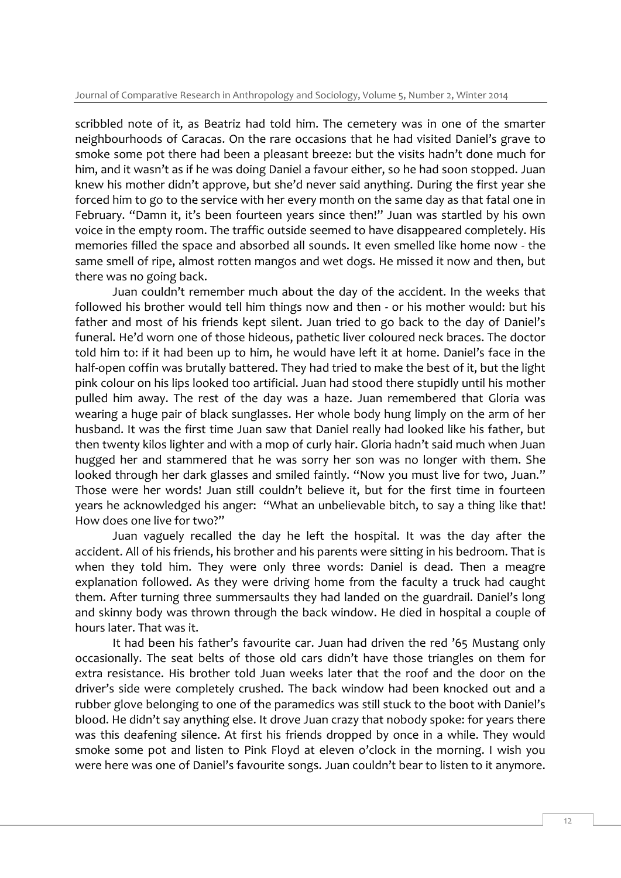scribbled note of it, as Beatriz had told him. The cemetery was in one of the smarter neighbourhoods of Caracas. On the rare occasions that he had visited Daniel's grave to smoke some pot there had been a pleasant breeze: but the visits hadn't done much for him, and it wasn't as if he was doing Daniel a favour either, so he had soon stopped. Juan knew his mother didn't approve, but she'd never said anything. During the first year she forced him to go to the service with her every month on the same day as that fatal one in February. "Damn it, it's been fourteen years since then!" Juan was startled by his own voice in the empty room. The traffic outside seemed to have disappeared completely. His memories filled the space and absorbed all sounds. It even smelled like home now - the same smell of ripe, almost rotten mangos and wet dogs. He missed it now and then, but there was no going back.

Juan couldn't remember much about the day of the accident. In the weeks that followed his brother would tell him things now and then - or his mother would: but his father and most of his friends kept silent. Juan tried to go back to the day of Daniel's funeral. He'd worn one of those hideous, pathetic liver coloured neck braces. The doctor told him to: if it had been up to him, he would have left it at home. Daniel's face in the half-open coffin was brutally battered. They had tried to make the best of it, but the light pink colour on his lips looked too artificial. Juan had stood there stupidly until his mother pulled him away. The rest of the day was a haze. Juan remembered that Gloria was wearing a huge pair of black sunglasses. Her whole body hung limply on the arm of her husband. It was the first time Juan saw that Daniel really had looked like his father, but then twenty kilos lighter and with a mop of curly hair. Gloria hadn't said much when Juan hugged her and stammered that he was sorry her son was no longer with them. She looked through her dark glasses and smiled faintly. "Now you must live for two, Juan." Those were her words! Juan still couldn't believe it, but for the first time in fourteen years he acknowledged his anger: "What an unbelievable bitch, to say a thing like that! How does one live for two?"

Juan vaguely recalled the day he left the hospital. It was the day after the accident. All of his friends, his brother and his parents were sitting in his bedroom. That is when they told him. They were only three words: Daniel is dead. Then a meagre explanation followed. As they were driving home from the faculty a truck had caught them. After turning three summersaults they had landed on the guardrail. Daniel's long and skinny body was thrown through the back window. He died in hospital a couple of hours later. That was it.

It had been his father's favourite car. Juan had driven the red '65 Mustang only occasionally. The seat belts of those old cars didn't have those triangles on them for extra resistance. His brother told Juan weeks later that the roof and the door on the driver's side were completely crushed. The back window had been knocked out and a rubber glove belonging to one of the paramedics was still stuck to the boot with Daniel's blood. He didn't say anything else. It drove Juan crazy that nobody spoke: for years there was this deafening silence. At first his friends dropped by once in a while. They would smoke some pot and listen to Pink Floyd at eleven o'clock in the morning. I wish you were here was one of Daniel's favourite songs. Juan couldn't bear to listen to it anymore.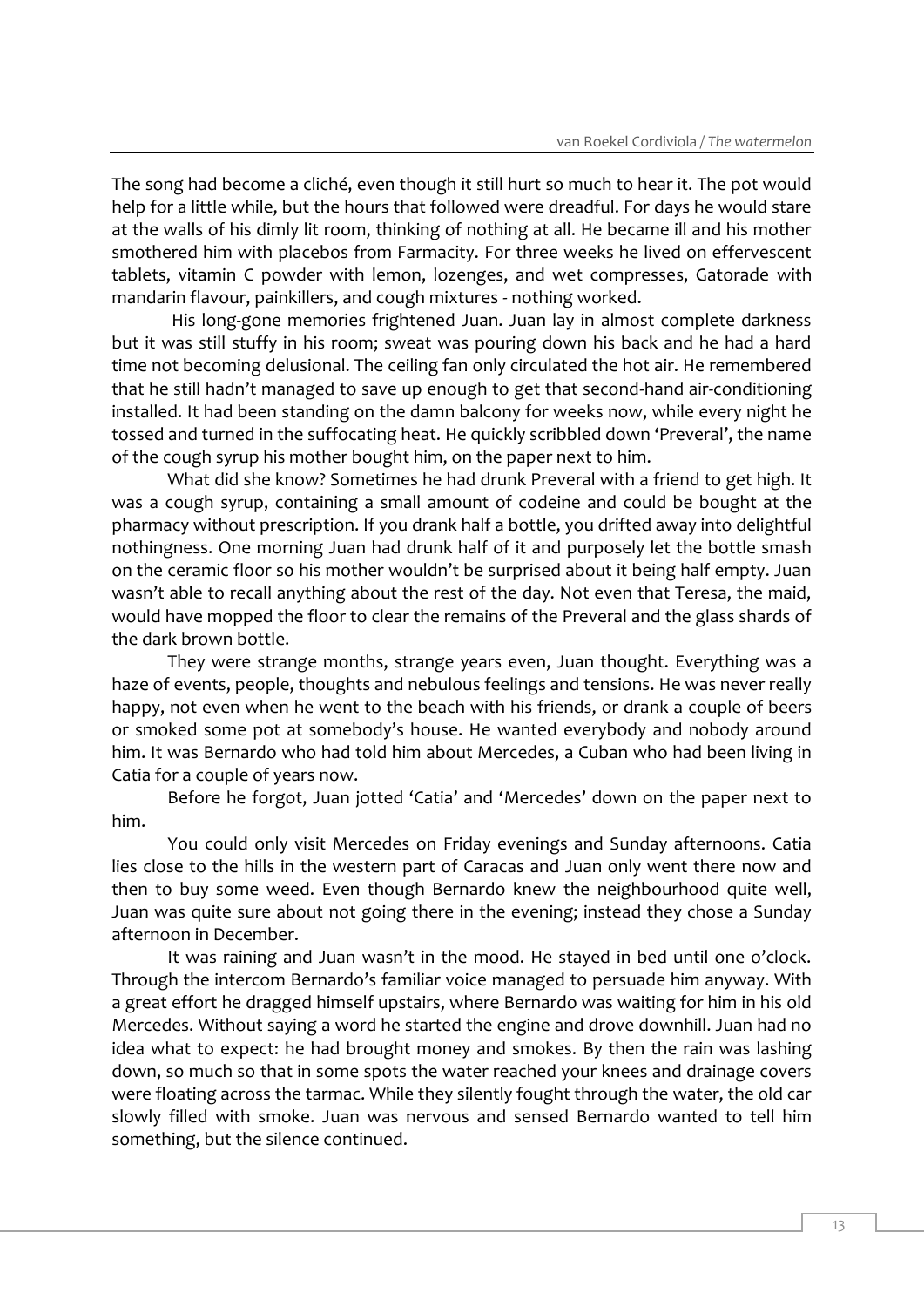The song had become a cliché, even though it still hurt so much to hear it. The pot would help for a little while, but the hours that followed were dreadful. For days he would stare at the walls of his dimly lit room, thinking of nothing at all. He became ill and his mother smothered him with placebos from Farmacity. For three weeks he lived on effervescent tablets, vitamin C powder with lemon, lozenges, and wet compresses, Gatorade with mandarin flavour, painkillers, and cough mixtures - nothing worked.

His long-gone memories frightened Juan. Juan lay in almost complete darkness but it was still stuffy in his room; sweat was pouring down his back and he had a hard time not becoming delusional. The ceiling fan only circulated the hot air. He remembered that he still hadn't managed to save up enough to get that second-hand air-conditioning installed. It had been standing on the damn balcony for weeks now, while every night he tossed and turned in the suffocating heat. He quickly scribbled down 'Preveral', the name of the cough syrup his mother bought him, on the paper next to him.

What did she know? Sometimes he had drunk Preveral with a friend to get high. It was a cough syrup, containing a small amount of codeine and could be bought at the pharmacy without prescription. If you drank half a bottle, you drifted away into delightful nothingness. One morning Juan had drunk half of it and purposely let the bottle smash on the ceramic floor so his mother wouldn't be surprised about it being half empty. Juan wasn't able to recall anything about the rest of the day. Not even that Teresa, the maid, would have mopped the floor to clear the remains of the Preveral and the glass shards of the dark brown bottle.

They were strange months, strange years even, Juan thought. Everything was a haze of events, people, thoughts and nebulous feelings and tensions. He was never really happy, not even when he went to the beach with his friends, or drank a couple of beers or smoked some pot at somebody's house. He wanted everybody and nobody around him. It was Bernardo who had told him about Mercedes, a Cuban who had been living in Catia for a couple of years now.

Before he forgot, Juan jotted 'Catia' and 'Mercedes' down on the paper next to him.

You could only visit Mercedes on Friday evenings and Sunday afternoons. Catia lies close to the hills in the western part of Caracas and Juan only went there now and then to buy some weed. Even though Bernardo knew the neighbourhood quite well, Juan was quite sure about not going there in the evening; instead they chose a Sunday afternoon in December.

It was raining and Juan wasn't in the mood. He stayed in bed until one o'clock. Through the intercom Bernardo's familiar voice managed to persuade him anyway. With a great effort he dragged himself upstairs, where Bernardo was waiting for him in his old Mercedes. Without saying a word he started the engine and drove downhill. Juan had no idea what to expect: he had brought money and smokes. By then the rain was lashing down, so much so that in some spots the water reached your knees and drainage covers were floating across the tarmac. While they silently fought through the water, the old car slowly filled with smoke. Juan was nervous and sensed Bernardo wanted to tell him something, but the silence continued.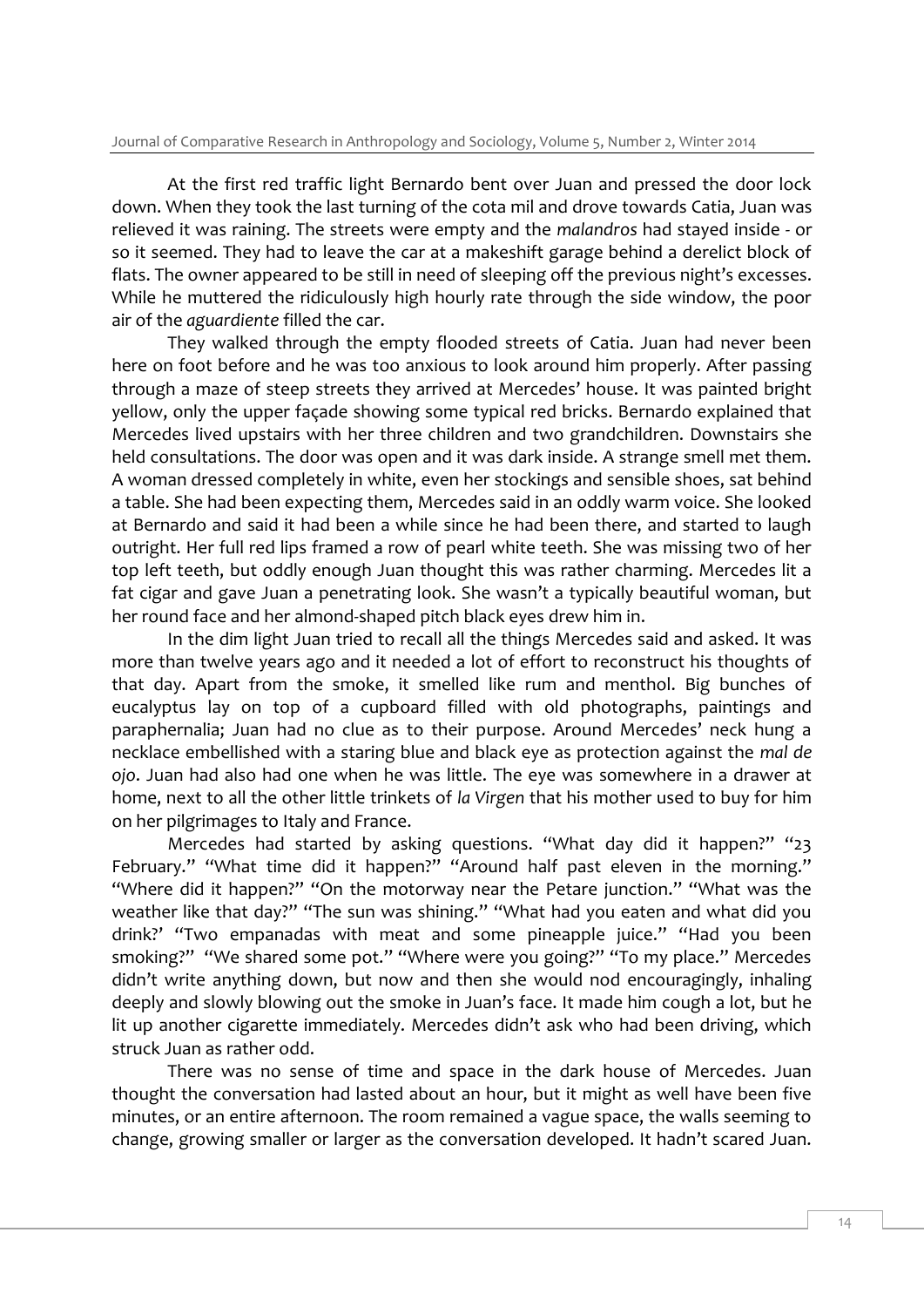At the first red traffic light Bernardo bent over Juan and pressed the door lock down. When they took the last turning of the cota mil and drove towards Catia, Juan was relieved it was raining. The streets were empty and the *malandros* had stayed inside - or so it seemed. They had to leave the car at a makeshift garage behind a derelict block of flats. The owner appeared to be still in need of sleeping off the previous night's excesses. While he muttered the ridiculously high hourly rate through the side window, the poor air of the *aguardiente* filled the car.

They walked through the empty flooded streets of Catia. Juan had never been here on foot before and he was too anxious to look around him properly. After passing through a maze of steep streets they arrived at Mercedes' house. It was painted bright yellow, only the upper façade showing some typical red bricks. Bernardo explained that Mercedes lived upstairs with her three children and two grandchildren. Downstairs she held consultations. The door was open and it was dark inside. A strange smell met them. A woman dressed completely in white, even her stockings and sensible shoes, sat behind a table. She had been expecting them, Mercedes said in an oddly warm voice. She looked at Bernardo and said it had been a while since he had been there, and started to laugh outright. Her full red lips framed a row of pearl white teeth. She was missing two of her top left teeth, but oddly enough Juan thought this was rather charming. Mercedes lit a fat cigar and gave Juan a penetrating look. She wasn't a typically beautiful woman, but her round face and her almond-shaped pitch black eyes drew him in.

In the dim light Juan tried to recall all the things Mercedes said and asked. It was more than twelve years ago and it needed a lot of effort to reconstruct his thoughts of that day. Apart from the smoke, it smelled like rum and menthol. Big bunches of eucalyptus lay on top of a cupboard filled with old photographs, paintings and paraphernalia; Juan had no clue as to their purpose. Around Mercedes' neck hung a necklace embellished with a staring blue and black eye as protection against the *mal de ojo*. Juan had also had one when he was little. The eye was somewhere in a drawer at home, next to all the other little trinkets of *la Virgen* that his mother used to buy for him on her pilgrimages to Italy and France.

Mercedes had started by asking questions. "What day did it happen?" "23 February." "What time did it happen?" "Around half past eleven in the morning." "Where did it happen?" "On the motorway near the Petare junction." "What was the weather like that day?" "The sun was shining." "What had you eaten and what did you drink?' "Two empanadas with meat and some pineapple juice." "Had you been smoking?" "We shared some pot." "Where were you going?" "To my place." Mercedes didn't write anything down, but now and then she would nod encouragingly, inhaling deeply and slowly blowing out the smoke in Juan's face. It made him cough a lot, but he lit up another cigarette immediately. Mercedes didn't ask who had been driving, which struck Juan as rather odd.

There was no sense of time and space in the dark house of Mercedes. Juan thought the conversation had lasted about an hour, but it might as well have been five minutes, or an entire afternoon. The room remained a vague space, the walls seeming to change, growing smaller or larger as the conversation developed. It hadn't scared Juan.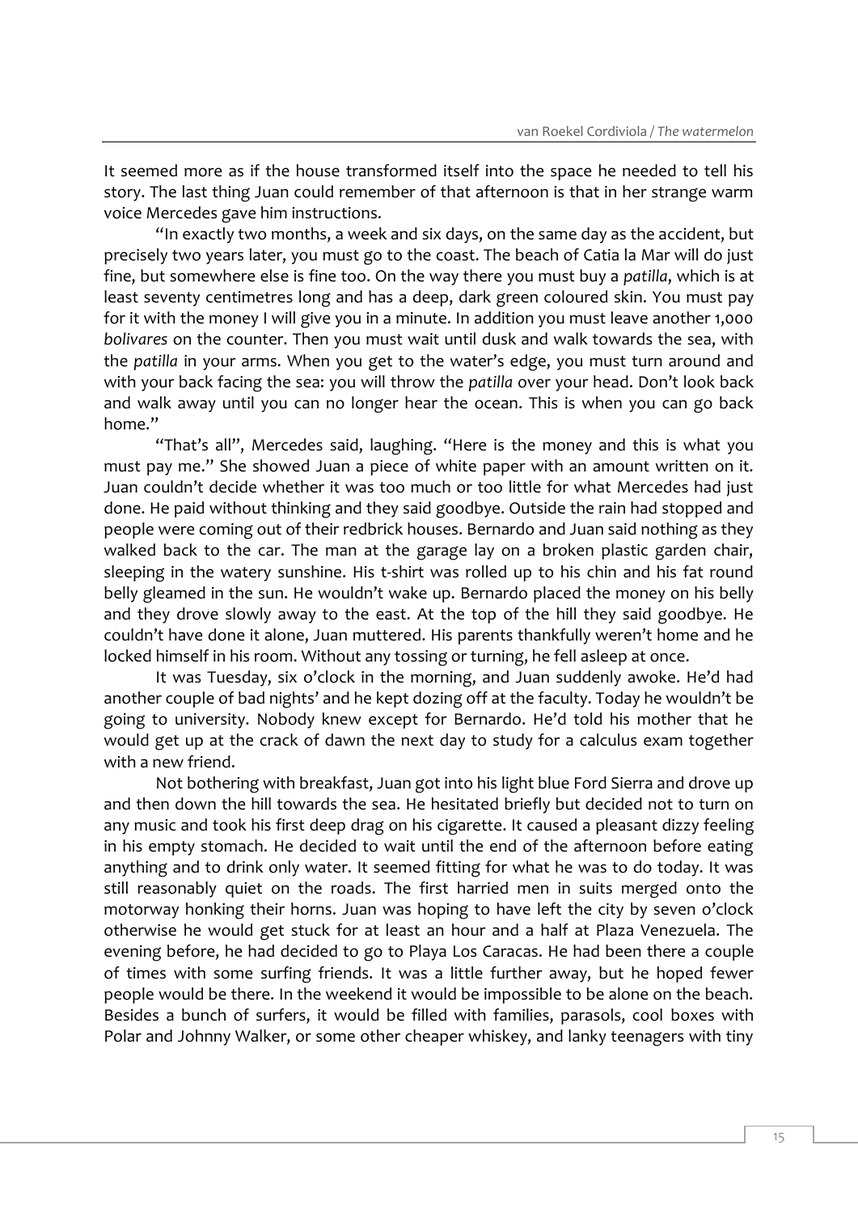It seemed more as if the house transformed itself into the space he needed to tell his story. The last thing Juan could remember of that afternoon is that in her strange warm voice Mercedes gave him instructions.

"In exactly two months, a week and six days, on the same day as the accident, but precisely two years later, you must go to the coast. The beach of Catia la Mar will do just fine, but somewhere else is fine too. On the way there you must buy a *patilla*, which is at least seventy centimetres long and has a deep, dark green coloured skin. You must pay for it with the money I will give you in a minute. In addition you must leave another 1,000 *bolivares* on the counter. Then you must wait until dusk and walk towards the sea, with the *patilla* in your arms. When you get to the water's edge, you must turn around and with your back facing the sea: you will throw the *patilla* over your head. Don't look back and walk away until you can no longer hear the ocean. This is when you can go back home."

"That's all", Mercedes said, laughing. "Here is the money and this is what you must pay me." She showed Juan a piece of white paper with an amount written on it. Juan couldn't decide whether it was too much or too little for what Mercedes had just done. He paid without thinking and they said goodbye. Outside the rain had stopped and people were coming out of their redbrick houses. Bernardo and Juan said nothing as they walked back to the car. The man at the garage lay on a broken plastic garden chair, sleeping in the watery sunshine. His t-shirt was rolled up to his chin and his fat round belly gleamed in the sun. He wouldn't wake up. Bernardo placed the money on his belly and they drove slowly away to the east. At the top of the hill they said goodbye. He couldn't have done it alone, Juan muttered. His parents thankfully weren't home and he locked himself in his room. Without any tossing or turning, he fell asleep at once.

It was Tuesday, six o'clock in the morning, and Juan suddenly awoke. He'd had another couple of bad nights' and he kept dozing off at the faculty. Today he wouldn't be going to university. Nobody knew except for Bernardo. He'd told his mother that he would get up at the crack of dawn the next day to study for a calculus exam together with a new friend.

Not bothering with breakfast, Juan got into his light blue Ford Sierra and drove up and then down the hill towards the sea. He hesitated briefly but decided not to turn on any music and took his first deep drag on his cigarette. It caused a pleasant dizzy feeling in his empty stomach. He decided to wait until the end of the afternoon before eating anything and to drink only water. It seemed fitting for what he was to do today. It was still reasonably quiet on the roads. The first harried men in suits merged onto the motorway honking their horns. Juan was hoping to have left the city by seven o'clock otherwise he would get stuck for at least an hour and a half at Plaza Venezuela. The evening before, he had decided to go to Playa Los Caracas. He had been there a couple of times with some surfing friends. It was a little further away, but he hoped fewer people would be there. In the weekend it would be impossible to be alone on the beach. Besides a bunch of surfers, it would be filled with families, parasols, cool boxes with Polar and Johnny Walker, or some other cheaper whiskey, and lanky teenagers with tiny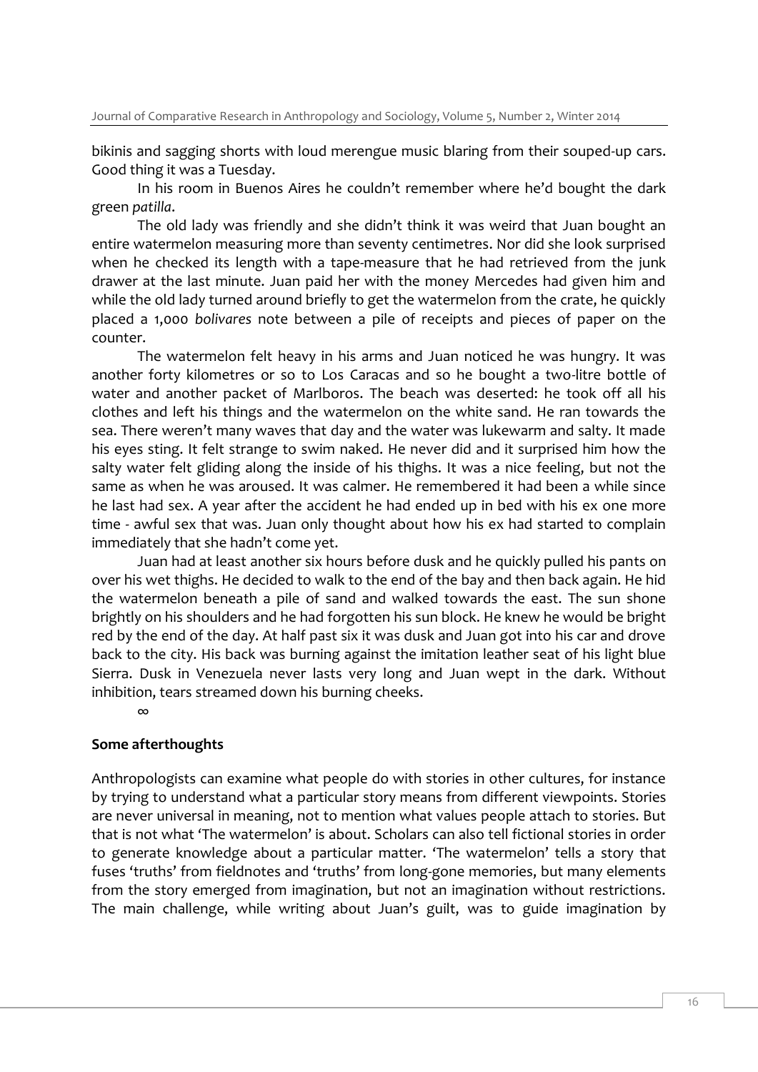bikinis and sagging shorts with loud merengue music blaring from their souped-up cars. Good thing it was a Tuesday.

In his room in Buenos Aires he couldn't remember where he'd bought the dark green *patilla*.

The old lady was friendly and she didn't think it was weird that Juan bought an entire watermelon measuring more than seventy centimetres. Nor did she look surprised when he checked its length with a tape-measure that he had retrieved from the junk drawer at the last minute. Juan paid her with the money Mercedes had given him and while the old lady turned around briefly to get the watermelon from the crate, he quickly placed a 1,000 *bolivares* note between a pile of receipts and pieces of paper on the counter.

The watermelon felt heavy in his arms and Juan noticed he was hungry. It was another forty kilometres or so to Los Caracas and so he bought a two-litre bottle of water and another packet of Marlboros. The beach was deserted: he took off all his clothes and left his things and the watermelon on the white sand. He ran towards the sea. There weren't many waves that day and the water was lukewarm and salty. It made his eyes sting. It felt strange to swim naked. He never did and it surprised him how the salty water felt gliding along the inside of his thighs. It was a nice feeling, but not the same as when he was aroused. It was calmer. He remembered it had been a while since he last had sex. A year after the accident he had ended up in bed with his ex one more time - awful sex that was. Juan only thought about how his ex had started to complain immediately that she hadn't come yet.

Juan had at least another six hours before dusk and he quickly pulled his pants on over his wet thighs. He decided to walk to the end of the bay and then back again. He hid the watermelon beneath a pile of sand and walked towards the east. The sun shone brightly on his shoulders and he had forgotten his sun block. He knew he would be bright red by the end of the day. At half past six it was dusk and Juan got into his car and drove back to the city. His back was burning against the imitation leather seat of his light blue Sierra. Dusk in Venezuela never lasts very long and Juan wept in the dark. Without inhibition, tears streamed down his burning cheeks.

∞

## Some afterthoughts

Anthropologists can examine what people do with stories in other cultures, for instance by trying to understand what a particular story means from different viewpoints. Stories are never universal in meaning, not to mention what values people attach to stories. But that is not what 'The watermelon' is about. Scholars can also tell fictional stories in order to generate knowledge about a particular matter. 'The watermelon' tells a story that fuses 'truths' from fieldnotes and 'truths' from long-gone memories, but many elements from the story emerged from imagination, but not an imagination without restrictions. The main challenge, while writing about Juan's guilt, was to guide imagination by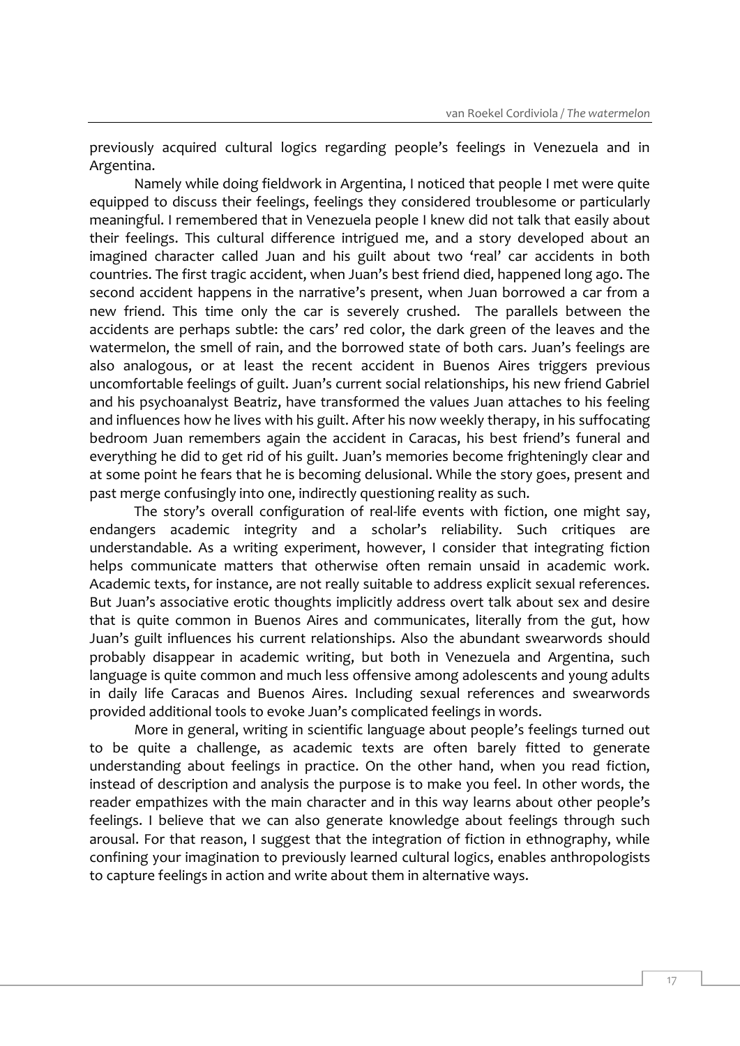previously acquired cultural logics regarding people's feelings in Venezuela and in Argentina.

Namely while doing fieldwork in Argentina, I noticed that people I met were quite equipped to discuss their feelings, feelings they considered troublesome or particularly meaningful. I remembered that in Venezuela people I knew did not talk that easily about their feelings. This cultural difference intrigued me, and a story developed about an imagined character called Juan and his guilt about two 'real' car accidents in both countries. The first tragic accident, when Juan's best friend died, happened long ago. The second accident happens in the narrative's present, when Juan borrowed a car from a new friend. This time only the car is severely crushed. The parallels between the accidents are perhaps subtle: the cars' red color, the dark green of the leaves and the watermelon, the smell of rain, and the borrowed state of both cars. Juan's feelings are also analogous, or at least the recent accident in Buenos Aires triggers previous uncomfortable feelings of guilt. Juan's current social relationships, his new friend Gabriel and his psychoanalyst Beatriz, have transformed the values Juan attaches to his feeling and influences how he lives with his guilt. After his now weekly therapy, in his suffocating bedroom Juan remembers again the accident in Caracas, his best friend's funeral and everything he did to get rid of his guilt. Juan's memories become frighteningly clear and at some point he fears that he is becoming delusional. While the story goes, present and past merge confusingly into one, indirectly questioning reality as such.

The story's overall configuration of real-life events with fiction, one might say, endangers academic integrity and a scholar's reliability. Such critiques are understandable. As a writing experiment, however, I consider that integrating fiction helps communicate matters that otherwise often remain unsaid in academic work. Academic texts, for instance, are not really suitable to address explicit sexual references. But Juan's associative erotic thoughts implicitly address overt talk about sex and desire that is quite common in Buenos Aires and communicates, literally from the gut, how Juan's guilt influences his current relationships. Also the abundant swearwords should probably disappear in academic writing, but both in Venezuela and Argentina, such language is quite common and much less offensive among adolescents and young adults in daily life Caracas and Buenos Aires. Including sexual references and swearwords provided additional tools to evoke Juan's complicated feelings in words.

More in general, writing in scientific language about people's feelings turned out to be quite a challenge, as academic texts are often barely fitted to generate understanding about feelings in practice. On the other hand, when you read fiction, instead of description and analysis the purpose is to make you feel. In other words, the reader empathizes with the main character and in this way learns about other people's feelings. I believe that we can also generate knowledge about feelings through such arousal. For that reason, I suggest that the integration of fiction in ethnography, while confining your imagination to previously learned cultural logics, enables anthropologists to capture feelings in action and write about them in alternative ways.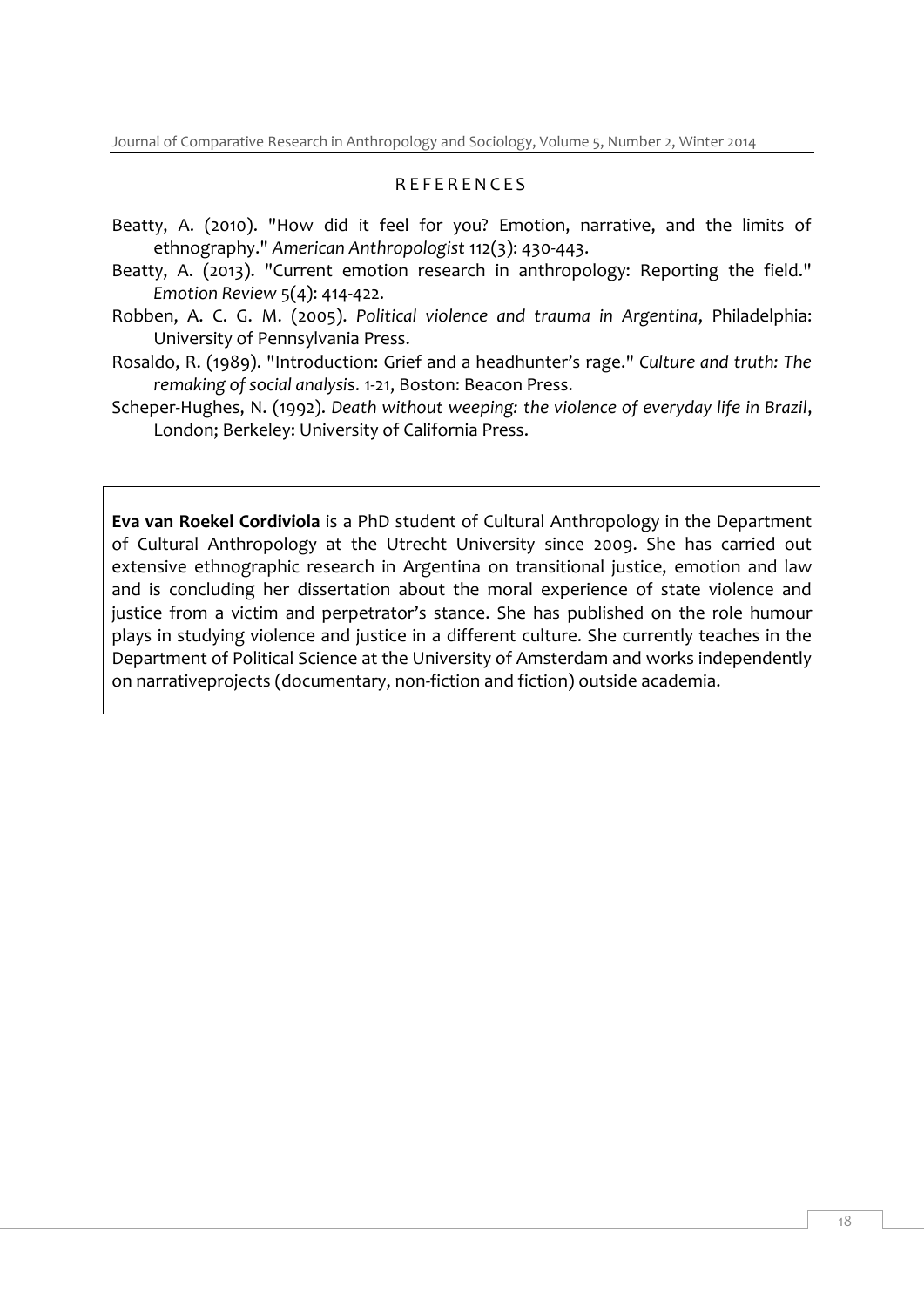## REFERENCES

Beatty, A. (2010). "How did it feel for you? Emotion, narrative, and the limits of ethnography." *American Anthropologist* 112(3): 430-443.

Beatty, A. (2013). "Current emotion research in anthropology: Reporting the field." *Emotion Review* 5(4): 414-422.

Robben, A. C. G. M. (2005). *Political violence and trauma in Argentina*, Philadelphia: University of Pennsylvania Press.

Rosaldo, R. (1989). "Introduction: Grief and a headhunter's rage." *Culture and truth: The remaking of social analysis*. 1-21, Boston: Beacon Press.

Scheper-Hughes, N. (1992). *Death without weeping: the violence of everyday life in Brazil*, London; Berkeley: University of California Press.

**Eva van Roekel Cordiviola** is a PhD student of Cultural Anthropology in the Department of Cultural Anthropology at the Utrecht University since 2009. She has carried out extensive ethnographic research in Argentina on transitional justice, emotion and law and is concluding her dissertation about the moral experience of state violence and justice from a victim and perpetrator's stance. She has published on the role humour plays in studying violence and justice in a different culture. She currently teaches in the Department of Political Science at the University of Amsterdam and works independently on narrativeprojects (documentary, non-fiction and fiction) outside academia.